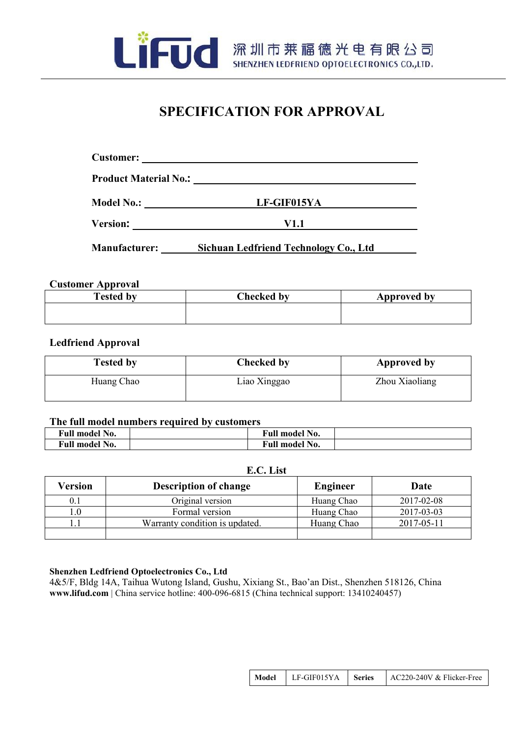深圳市莱福德光电有限公司
SHENZHEN LEDFRIEND OPTOELECTRONICS CO.,LTD.

# SPECIFICATION FOR APPROVAL

**Customer:** 

**Product Material No.:** 

**Model No.:** **LF-GIF015YA**

**Version:** **V1.1**

**Manufacturer:** **Sichuan Ledfriend Technology Co., Ltd**

**Customer Approval**

| Tested by | Checked by | Approved by |
|---|---|---|
| | | |

**Ledfriend Approval**

| Tested by | Checked by | Approved by |
|---|---|---|
| Huang Chao | Liao Xinggao | Zhou Xiaoliang |

**The full model numbers required by customers**

| Full model No. | | Full model No. | |
|---|---|---|---|
| **Full model No.** | | **Full model No.** | |

**E.C. List**

| Version | Description of change | Engineer | Date |
|---|---|---|---|
| 0.1 | Original version | Huang Chao | 2017-02-08 |
| 1.0 | Formal version | Huang Chao | 2017-03-03 |
| 1.1 | Warranty condition is updated. | Huang Chao | 2017-05-11 |
| | | | |

**Shenzhen Ledfriend Optoelectronics Co., Ltd**
4&5/F, Bldg 14A, Taihua Wutong Island, Gushu, Xixiang St., Bao'an Dist., Shenzhen 518126, China
**www.lifud.com** | China service hotline: 400-096-6815 (China technical support: 13410240457)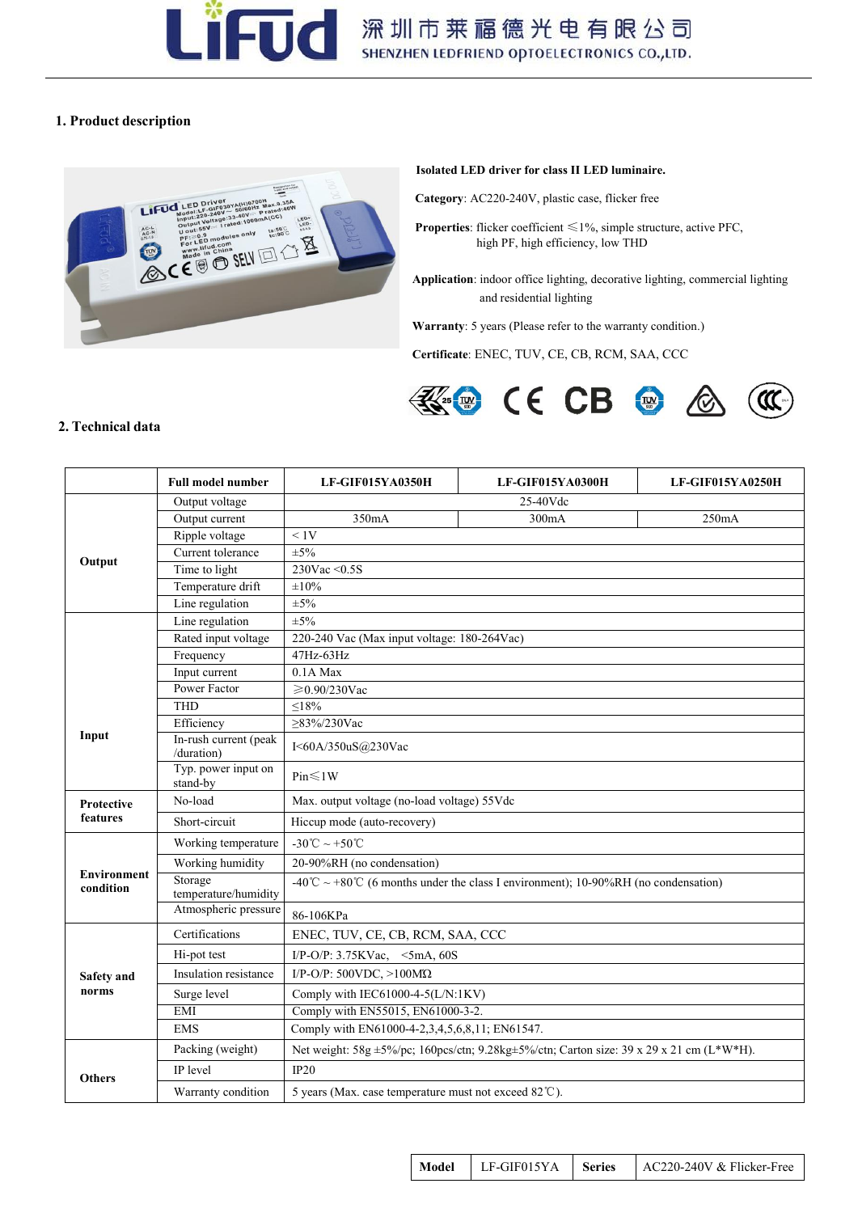## 1. Product description

**Isolated LED driver for class II LED luminaire.**

**Category**: AC220-240V, plastic case, flicker free

**Properties**: flicker coefficient ≤1%, simple structure, active PFC, high PF, high efficiency, low THD

**Application**: indoor office lighting, decorative lighting, commercial lighting and residential lighting

**Warranty**: 5 years (Please refer to the warranty condition.)

**Certificate**: ENEC, TUV, CE, CB, RCM, SAA, CCC

## 2. Technical data

| | Full model number | LF-GIF015YA0350H | LF-GIF015YA0300H | LF-GIF015YA0250H |
|---|---|---|---|---|
| **Output** | Output voltage | 25-40Vdc | | |
| | Output current | 350mA | 300mA | 250mA |
| | Ripple voltage | < 1V | | |
| | Current tolerance | ±5% | | |
| | Time to light | 230Vac <0.5S | | |
| | Temperature drift | ±10% | | |
| | Line regulation | ±5% | | |
| **Input** | Line regulation | ±5% | | |
| | Rated input voltage | 220-240 Vac (Max input voltage: 180-264Vac) | | |
| | Frequency | 47Hz-63Hz | | |
| | Input current | 0.1A Max | | |
| | Power Factor | ≥0.90/230Vac | | |
| | THD | ≤18% | | |
| | Efficiency | ≥83%/230Vac | | |
| | In-rush current (peak /duration) | I<60A/350uS@230Vac | | |
| | Typ. power input on stand-by | Pin≤1W | | |
| **Protective features** | No-load | Max. output voltage (no-load voltage) 55Vdc | | |
| | Short-circuit | Hiccup mode (auto-recovery) | | |
| **Environment condition** | Working temperature | -30℃ ~ +50℃ | | |
| | Working humidity | 20-90%RH (no condensation) | | |
| | Storage temperature/humidity | -40℃ ~ +80℃ (6 months under the class I environment); 10-90%RH (no condensation) | | |
| | Atmospheric pressure | 86-106KPa | | |
| **Safety and norms** | Certifications | ENEC, TUV, CE, CB, RCM, SAA, CCC | | |
| | Hi-pot test | I/P-O/P: 3.75KVac, <5mA, 60S | | |
| | Insulation resistance | I/P-O/P: 500VDC, >100MΩ | | |
| | Surge level | Comply with IEC61000-4-5(L/N:1KV) | | |
| | EMI | Comply with EN55015, EN61000-3-2. | | |
| | EMS | Comply with EN61000-4-2,3,4,5,6,8,11; EN61547. | | |
| **Others** | Packing (weight) | Net weight: 58g ±5%/pc; 160pcs/ctn; 9.28kg±5%/ctn; Carton size: 39 x 29 x 21 cm (L*W*H). | | |
| | IP level | IP20 | | |
| | Warranty condition | 5 years (Max. case temperature must not exceed 82℃). | | |

| **Model** | LF-GIF015YA | **Series** | AC220-240V & Flicker-Free |
|---|---|---|---|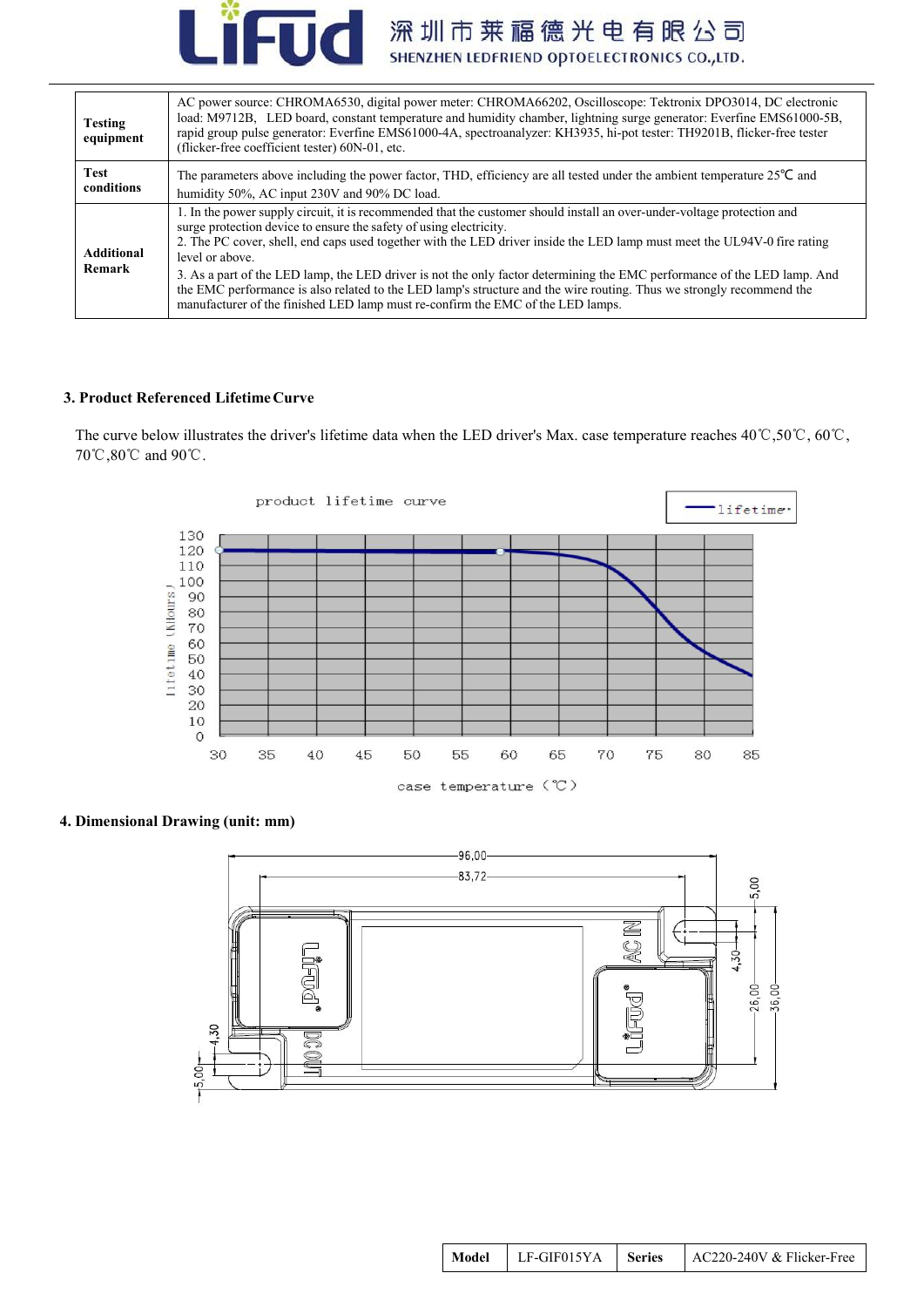| Testing equipment | AC power source: CHROMA6530, digital power meter: CHROMA66202, Oscilloscope: Tektronix DPO3014, DC electronic load: M9712B, LED board, constant temperature and humidity chamber, lightning surge generator: Everfine EMS61000-5B, rapid group pulse generator: Everfine EMS61000-4A, spectroanalyzer: KH3935, hi-pot tester: TH9201B, flicker-free tester (flicker-free coefficient tester) 60N-01, etc. |
|---|---|
| Test conditions | The parameters above including the power factor, THD, efficiency are all tested under the ambient temperature 25℃ and humidity 50%, AC input 230V and 90% DC load. |
| Additional Remark | 1. In the power supply circuit, it is recommended that the customer should install an over-under-voltage protection and surge protection device to ensure the safety of using electricity.<br>2. The PC cover, shell, end caps used together with the LED driver inside the LED lamp must meet the UL94V-0 fire rating level or above.<br>3. As a part of the LED lamp, the LED driver is not the only factor determining the EMC performance of the LED lamp. And the EMC performance is also related to the LED lamp's structure and the wire routing. Thus we strongly recommend the manufacturer of the finished LED lamp must re-confirm the EMC of the LED lamps. |

### 3. Product Referenced Lifetime Curve

The curve below illustrates the driver's lifetime data when the LED driver's Max. case temperature reaches 40℃,50℃, 60℃, 70℃,80℃ and 90℃.

### 4. Dimensional Drawing (unit: mm)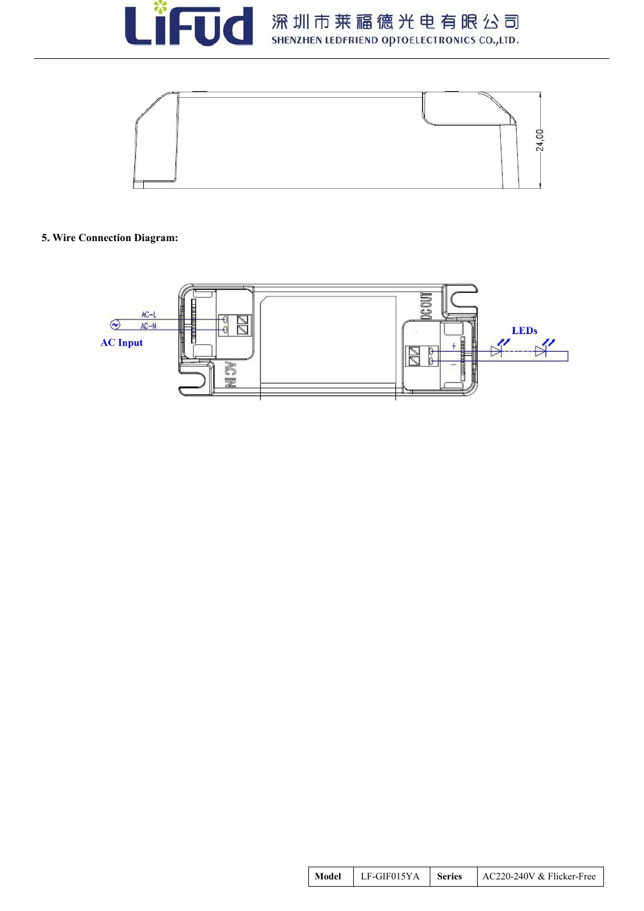24,00

5. **Wire Connection Diagram:**

AC-L
AC-N
AC Input
AC IN
DCOUT
+
−
LEDs